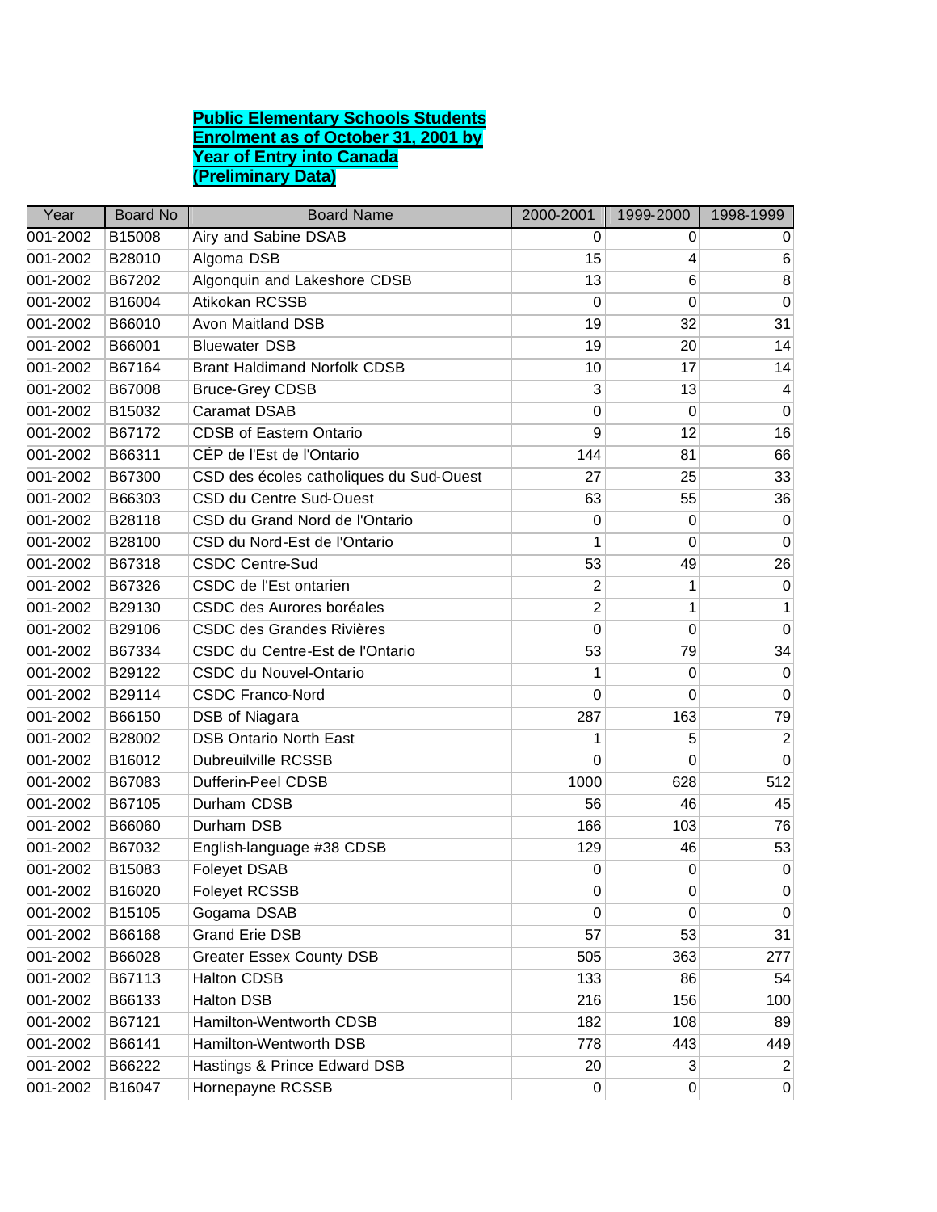**Public Elementary Schools Students Enrolment as of October 31, 2001 by Year of Entry into Canada (Preliminary Data)**

| Year | Board No | Board Name | 2000-2001 | 1999-2000 | 1998-1999 |
|---|---|---|---|---|---|
| 001-2002 | B15008 | Airy and Sabine DSAB | 0 | 0 | 0 |
| 001-2002 | B28010 | Algoma DSB | 15 | 4 | 6 |
| 001-2002 | B67202 | Algonquin and Lakeshore CDSB | 13 | 6 | 8 |
| 001-2002 | B16004 | Atikokan RCSSB | 0 | 0 | 0 |
| 001-2002 | B66010 | Avon Maitland DSB | 19 | 32 | 31 |
| 001-2002 | B66001 | Bluewater DSB | 19 | 20 | 14 |
| 001-2002 | B67164 | Brant Haldimand Norfolk CDSB | 10 | 17 | 14 |
| 001-2002 | B67008 | Bruce-Grey CDSB | 3 | 13 | 4 |
| 001-2002 | B15032 | Caramat DSAB | 0 | 0 | 0 |
| 001-2002 | B67172 | CDSB of Eastern Ontario | 9 | 12 | 16 |
| 001-2002 | B66311 | CÉP de l'Est de l'Ontario | 144 | 81 | 66 |
| 001-2002 | B67300 | CSD des écoles catholiques du Sud-Ouest | 27 | 25 | 33 |
| 001-2002 | B66303 | CSD du Centre Sud-Ouest | 63 | 55 | 36 |
| 001-2002 | B28118 | CSD du Grand Nord de l'Ontario | 0 | 0 | 0 |
| 001-2002 | B28100 | CSD du Nord-Est de l'Ontario | 1 | 0 | 0 |
| 001-2002 | B67318 | CSDC Centre-Sud | 53 | 49 | 26 |
| 001-2002 | B67326 | CSDC de l'Est ontarien | 2 | 1 | 0 |
| 001-2002 | B29130 | CSDC des Aurores boréales | 2 | 1 | 1 |
| 001-2002 | B29106 | CSDC des Grandes Rivières | 0 | 0 | 0 |
| 001-2002 | B67334 | CSDC du Centre-Est de l'Ontario | 53 | 79 | 34 |
| 001-2002 | B29122 | CSDC du Nouvel-Ontario | 1 | 0 | 0 |
| 001-2002 | B29114 | CSDC Franco-Nord | 0 | 0 | 0 |
| 001-2002 | B66150 | DSB of Niagara | 287 | 163 | 79 |
| 001-2002 | B28002 | DSB Ontario North East | 1 | 5 | 2 |
| 001-2002 | B16012 | Dubreuilville RCSSB | 0 | 0 | 0 |
| 001-2002 | B67083 | Dufferin-Peel CDSB | 1000 | 628 | 512 |
| 001-2002 | B67105 | Durham CDSB | 56 | 46 | 45 |
| 001-2002 | B66060 | Durham DSB | 166 | 103 | 76 |
| 001-2002 | B67032 | English-language #38 CDSB | 129 | 46 | 53 |
| 001-2002 | B15083 | Foleyet DSAB | 0 | 0 | 0 |
| 001-2002 | B16020 | Foleyet RCSSB | 0 | 0 | 0 |
| 001-2002 | B15105 | Gogama DSAB | 0 | 0 | 0 |
| 001-2002 | B66168 | Grand Erie DSB | 57 | 53 | 31 |
| 001-2002 | B66028 | Greater Essex County DSB | 505 | 363 | 277 |
| 001-2002 | B67113 | Halton CDSB | 133 | 86 | 54 |
| 001-2002 | B66133 | Halton DSB | 216 | 156 | 100 |
| 001-2002 | B67121 | Hamilton-Wentworth CDSB | 182 | 108 | 89 |
| 001-2002 | B66141 | Hamilton-Wentworth DSB | 778 | 443 | 449 |
| 001-2002 | B66222 | Hastings & Prince Edward DSB | 20 | 3 | 2 |
| 001-2002 | B16047 | Hornepayne RCSSB | 0 | 0 | 0 |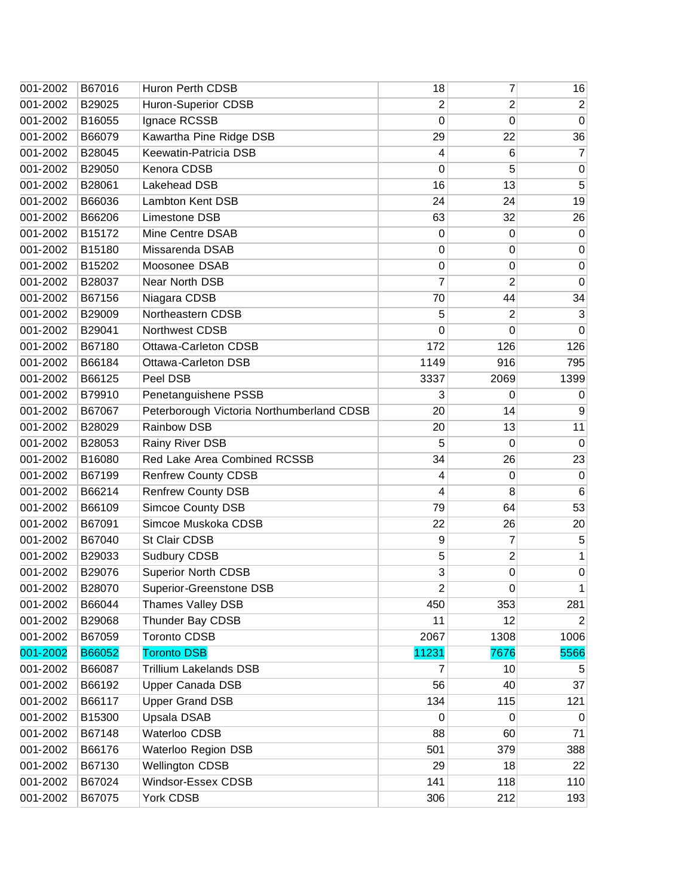| | | | | | |
|---|---|---|---|---|---|
| 001-2002 | B67016 | Huron Perth CDSB | 18 | 7 | 16 |
| 001-2002 | B29025 | Huron-Superior CDSB | 2 | 2 | 2 |
| 001-2002 | B16055 | Ignace RCSSB | 0 | 0 | 0 |
| 001-2002 | B66079 | Kawartha Pine Ridge DSB | 29 | 22 | 36 |
| 001-2002 | B28045 | Keewatin-Patricia DSB | 4 | 6 | 7 |
| 001-2002 | B29050 | Kenora CDSB | 0 | 5 | 0 |
| 001-2002 | B28061 | Lakehead DSB | 16 | 13 | 5 |
| 001-2002 | B66036 | Lambton Kent DSB | 24 | 24 | 19 |
| 001-2002 | B66206 | Limestone DSB | 63 | 32 | 26 |
| 001-2002 | B15172 | Mine Centre DSAB | 0 | 0 | 0 |
| 001-2002 | B15180 | Missarenda DSAB | 0 | 0 | 0 |
| 001-2002 | B15202 | Moosonee DSAB | 0 | 0 | 0 |
| 001-2002 | B28037 | Near North DSB | 7 | 2 | 0 |
| 001-2002 | B67156 | Niagara CDSB | 70 | 44 | 34 |
| 001-2002 | B29009 | Northeastern CDSB | 5 | 2 | 3 |
| 001-2002 | B29041 | Northwest CDSB | 0 | 0 | 0 |
| 001-2002 | B67180 | Ottawa-Carleton CDSB | 172 | 126 | 126 |
| 001-2002 | B66184 | Ottawa-Carleton DSB | 1149 | 916 | 795 |
| 001-2002 | B66125 | Peel DSB | 3337 | 2069 | 1399 |
| 001-2002 | B79910 | Penetanguishene PSSB | 3 | 0 | 0 |
| 001-2002 | B67067 | Peterborough Victoria Northumberland CDSB | 20 | 14 | 9 |
| 001-2002 | B28029 | Rainbow DSB | 20 | 13 | 11 |
| 001-2002 | B28053 | Rainy River DSB | 5 | 0 | 0 |
| 001-2002 | B16080 | Red Lake Area Combined RCSSB | 34 | 26 | 23 |
| 001-2002 | B67199 | Renfrew County CDSB | 4 | 0 | 0 |
| 001-2002 | B66214 | Renfrew County DSB | 4 | 8 | 6 |
| 001-2002 | B66109 | Simcoe County DSB | 79 | 64 | 53 |
| 001-2002 | B67091 | Simcoe Muskoka CDSB | 22 | 26 | 20 |
| 001-2002 | B67040 | St Clair CDSB | 9 | 7 | 5 |
| 001-2002 | B29033 | Sudbury CDSB | 5 | 2 | 1 |
| 001-2002 | B29076 | Superior North CDSB | 3 | 0 | 0 |
| 001-2002 | B28070 | Superior-Greenstone DSB | 2 | 0 | 1 |
| 001-2002 | B66044 | Thames Valley DSB | 450 | 353 | 281 |
| 001-2002 | B29068 | Thunder Bay CDSB | 11 | 12 | 2 |
| 001-2002 | B67059 | Toronto CDSB | 2067 | 1308 | 1006 |
| 001-2002 | B66052 | Toronto DSB | 11231 | 7676 | 5566 |
| 001-2002 | B66087 | Trillium Lakelands DSB | 7 | 10 | 5 |
| 001-2002 | B66192 | Upper Canada DSB | 56 | 40 | 37 |
| 001-2002 | B66117 | Upper Grand DSB | 134 | 115 | 121 |
| 001-2002 | B15300 | Upsala DSAB | 0 | 0 | 0 |
| 001-2002 | B67148 | Waterloo CDSB | 88 | 60 | 71 |
| 001-2002 | B66176 | Waterloo Region DSB | 501 | 379 | 388 |
| 001-2002 | B67130 | Wellington CDSB | 29 | 18 | 22 |
| 001-2002 | B67024 | Windsor-Essex CDSB | 141 | 118 | 110 |
| 001-2002 | B67075 | York CDSB | 306 | 212 | 193 |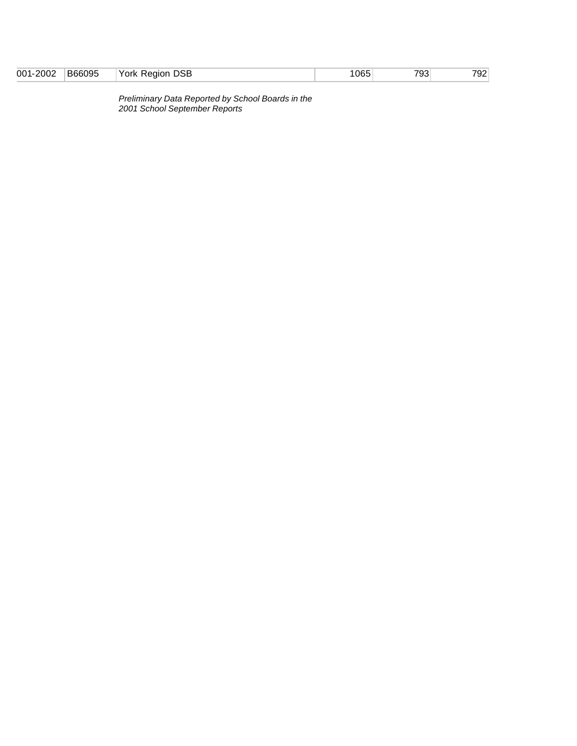| 001-2002 | B66095 | York Region DSB | 1065 | 793 | 792 |
|---|---|---|---|---|---|

*Preliminary Data Reported by School Boards in the 2001 School September Reports*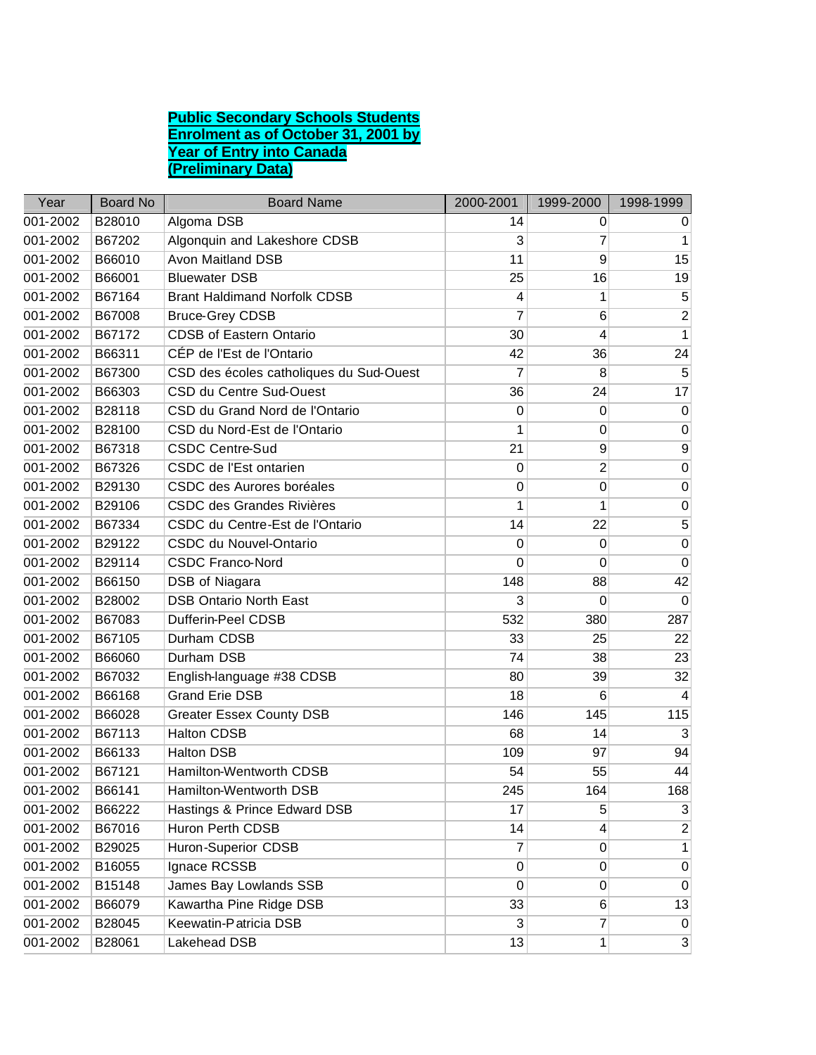**Public Secondary Schools Students Enrolment as of October 31, 2001 by Year of Entry into Canada (Preliminary Data)**

| Year | Board No | Board Name | 2000-2001 | 1999-2000 | 1998-1999 |
|---|---|---|---|---|---|
| 001-2002 | B28010 | Algoma DSB | 14 | 0 | 0 |
| 001-2002 | B67202 | Algonquin and Lakeshore CDSB | 3 | 7 | 1 |
| 001-2002 | B66010 | Avon Maitland DSB | 11 | 9 | 15 |
| 001-2002 | B66001 | Bluewater DSB | 25 | 16 | 19 |
| 001-2002 | B67164 | Brant Haldimand Norfolk CDSB | 4 | 1 | 5 |
| 001-2002 | B67008 | Bruce-Grey CDSB | 7 | 6 | 2 |
| 001-2002 | B67172 | CDSB of Eastern Ontario | 30 | 4 | 1 |
| 001-2002 | B66311 | CÉP de l'Est de l'Ontario | 42 | 36 | 24 |
| 001-2002 | B67300 | CSD des écoles catholiques du Sud-Ouest | 7 | 8 | 5 |
| 001-2002 | B66303 | CSD du Centre Sud-Ouest | 36 | 24 | 17 |
| 001-2002 | B28118 | CSD du Grand Nord de l'Ontario | 0 | 0 | 0 |
| 001-2002 | B28100 | CSD du Nord-Est de l'Ontario | 1 | 0 | 0 |
| 001-2002 | B67318 | CSDC Centre-Sud | 21 | 9 | 9 |
| 001-2002 | B67326 | CSDC de l'Est ontarien | 0 | 2 | 0 |
| 001-2002 | B29130 | CSDC des Aurores boréales | 0 | 0 | 0 |
| 001-2002 | B29106 | CSDC des Grandes Rivières | 1 | 1 | 0 |
| 001-2002 | B67334 | CSDC du Centre-Est de l'Ontario | 14 | 22 | 5 |
| 001-2002 | B29122 | CSDC du Nouvel-Ontario | 0 | 0 | 0 |
| 001-2002 | B29114 | CSDC Franco-Nord | 0 | 0 | 0 |
| 001-2002 | B66150 | DSB of Niagara | 148 | 88 | 42 |
| 001-2002 | B28002 | DSB Ontario North East | 3 | 0 | 0 |
| 001-2002 | B67083 | Dufferin-Peel CDSB | 532 | 380 | 287 |
| 001-2002 | B67105 | Durham CDSB | 33 | 25 | 22 |
| 001-2002 | B66060 | Durham DSB | 74 | 38 | 23 |
| 001-2002 | B67032 | English-language #38 CDSB | 80 | 39 | 32 |
| 001-2002 | B66168 | Grand Erie DSB | 18 | 6 | 4 |
| 001-2002 | B66028 | Greater Essex County DSB | 146 | 145 | 115 |
| 001-2002 | B67113 | Halton CDSB | 68 | 14 | 3 |
| 001-2002 | B66133 | Halton DSB | 109 | 97 | 94 |
| 001-2002 | B67121 | Hamilton-Wentworth CDSB | 54 | 55 | 44 |
| 001-2002 | B66141 | Hamilton-Wentworth DSB | 245 | 164 | 168 |
| 001-2002 | B66222 | Hastings & Prince Edward DSB | 17 | 5 | 3 |
| 001-2002 | B67016 | Huron Perth CDSB | 14 | 4 | 2 |
| 001-2002 | B29025 | Huron-Superior CDSB | 7 | 0 | 1 |
| 001-2002 | B16055 | Ignace RCSSB | 0 | 0 | 0 |
| 001-2002 | B15148 | James Bay Lowlands SSB | 0 | 0 | 0 |
| 001-2002 | B66079 | Kawartha Pine Ridge DSB | 33 | 6 | 13 |
| 001-2002 | B28045 | Keewatin-Patricia DSB | 3 | 7 | 0 |
| 001-2002 | B28061 | Lakehead DSB | 13 | 1 | 3 |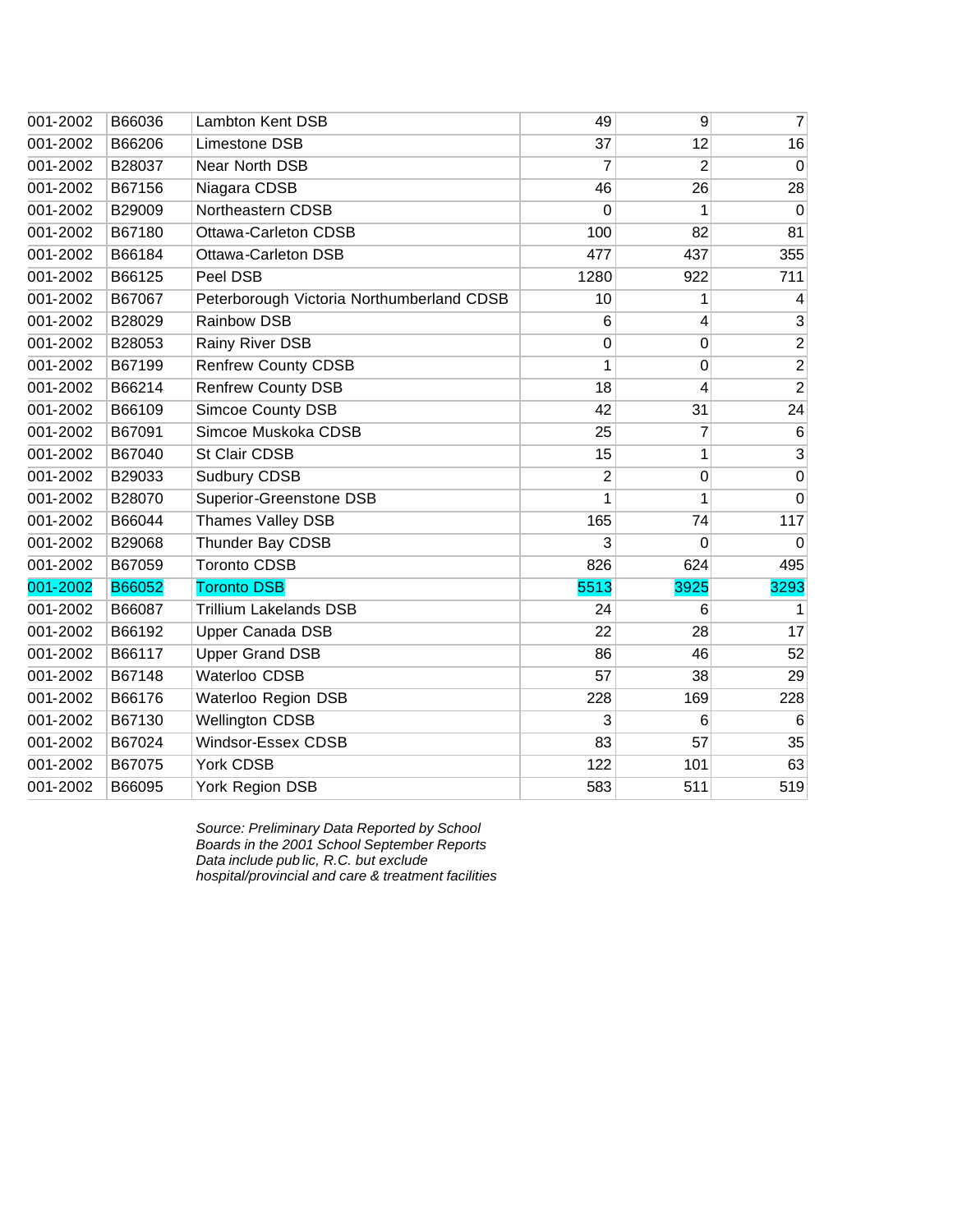| | | | | | |
|---|---|---|---|---|---|
| 001-2002 | B66036 | Lambton Kent DSB | 49 | 9 | 7 |
| 001-2002 | B66206 | Limestone DSB | 37 | 12 | 16 |
| 001-2002 | B28037 | Near North DSB | 7 | 2 | 0 |
| 001-2002 | B67156 | Niagara CDSB | 46 | 26 | 28 |
| 001-2002 | B29009 | Northeastern CDSB | 0 | 1 | 0 |
| 001-2002 | B67180 | Ottawa-Carleton CDSB | 100 | 82 | 81 |
| 001-2002 | B66184 | Ottawa-Carleton DSB | 477 | 437 | 355 |
| 001-2002 | B66125 | Peel DSB | 1280 | 922 | 711 |
| 001-2002 | B67067 | Peterborough Victoria Northumberland CDSB | 10 | 1 | 4 |
| 001-2002 | B28029 | Rainbow DSB | 6 | 4 | 3 |
| 001-2002 | B28053 | Rainy River DSB | 0 | 0 | 2 |
| 001-2002 | B67199 | Renfrew County CDSB | 1 | 0 | 2 |
| 001-2002 | B66214 | Renfrew County DSB | 18 | 4 | 2 |
| 001-2002 | B66109 | Simcoe County DSB | 42 | 31 | 24 |
| 001-2002 | B67091 | Simcoe Muskoka CDSB | 25 | 7 | 6 |
| 001-2002 | B67040 | St Clair CDSB | 15 | 1 | 3 |
| 001-2002 | B29033 | Sudbury CDSB | 2 | 0 | 0 |
| 001-2002 | B28070 | Superior-Greenstone DSB | 1 | 1 | 0 |
| 001-2002 | B66044 | Thames Valley DSB | 165 | 74 | 117 |
| 001-2002 | B29068 | Thunder Bay CDSB | 3 | 0 | 0 |
| 001-2002 | B67059 | Toronto CDSB | 826 | 624 | 495 |
| 001-2002 | B66052 | Toronto DSB | 5513 | 3925 | 3293 |
| 001-2002 | B66087 | Trillium Lakelands DSB | 24 | 6 | 1 |
| 001-2002 | B66192 | Upper Canada DSB | 22 | 28 | 17 |
| 001-2002 | B66117 | Upper Grand DSB | 86 | 46 | 52 |
| 001-2002 | B67148 | Waterloo CDSB | 57 | 38 | 29 |
| 001-2002 | B66176 | Waterloo Region DSB | 228 | 169 | 228 |
| 001-2002 | B67130 | Wellington CDSB | 3 | 6 | 6 |
| 001-2002 | B67024 | Windsor-Essex CDSB | 83 | 57 | 35 |
| 001-2002 | B67075 | York CDSB | 122 | 101 | 63 |
| 001-2002 | B66095 | York Region DSB | 583 | 511 | 519 |

*Source: Preliminary Data Reported by School Boards in the 2001 School September Reports Data include pub lic, R.C. but exclude hospital/provincial and care & treatment facilities*